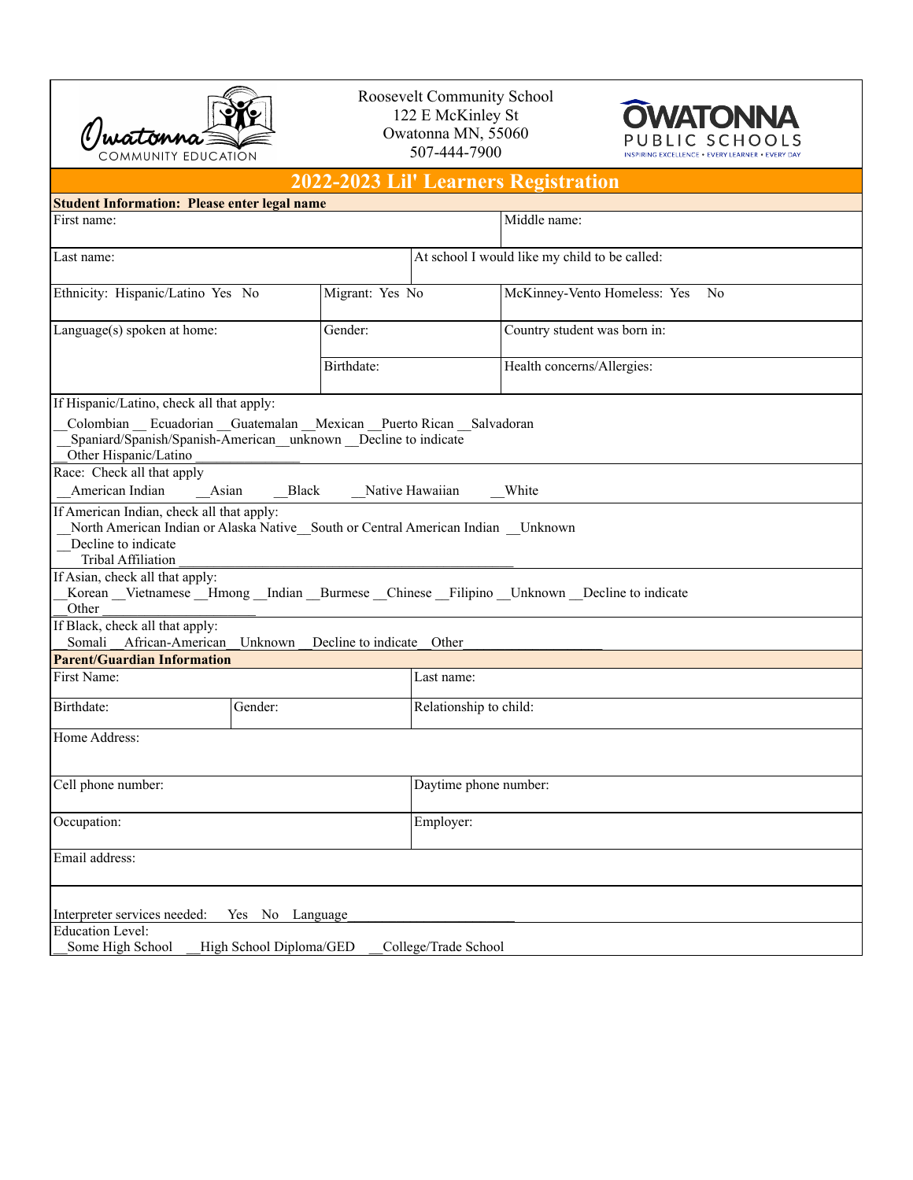Owatonna COMMUNITY EDUCATION

Roosevelt Community School
122 E McKinley St
Owatonna MN, 55060
507-444-7900

OWATONNA PUBLIC SCHOOLS
INSPIRING EXCELLENCE • EVERY LEARNER • EVERY DAY

# 2022-2023 Lil' Learners Registration

**Student Information: Please enter legal name**

| | | |
|---|---|---|
| First name: | | Middle name: |
| Last name: | At school I would like my child to be called: | |
| Ethnicity: Hispanic/Latino Yes No | Migrant: Yes No | McKinney-Vento Homeless: Yes No |
| Language(s) spoken at home: | Gender: | Country student was born in: |
| | Birthdate: | Health concerns/Allergies: |

If Hispanic/Latino, check all that apply:
__Colombian __ Ecuadorian __Guatemalan __Mexican __Puerto Rican __Salvadoran
__Spaniard/Spanish/Spanish-American__unknown __Decline to indicate
__Other Hispanic/Latino _______________

Race: Check all that apply
__American Indian __Asian __Black __Native Hawaiian __White

If American Indian, check all that apply:
__North American Indian or Alaska Native__South or Central American Indian __Unknown
__Decline to indicate
Tribal Affiliation _______________________________________________

If Asian, check all that apply:
__Korean __Vietnamese __Hmong __Indian __Burmese __Chinese __Filipino __Unknown __Decline to indicate
__Other ___________________

If Black, check all that apply:
__Somali __African-American __Unknown __Decline to indicate __Other____________________

**Parent/Guardian Information**

| | | |
|---|---|---|
| First Name: | | Last name: |
| Birthdate: | Gender: | Relationship to child: |
| Home Address: | | |
| Cell phone number: | | Daytime phone number: |
| Occupation: | | Employer: |
| Email address: | | |

Interpreter services needed: Yes No Language______________________

Education Level:
__Some High School __High School Diploma/GED __College/Trade School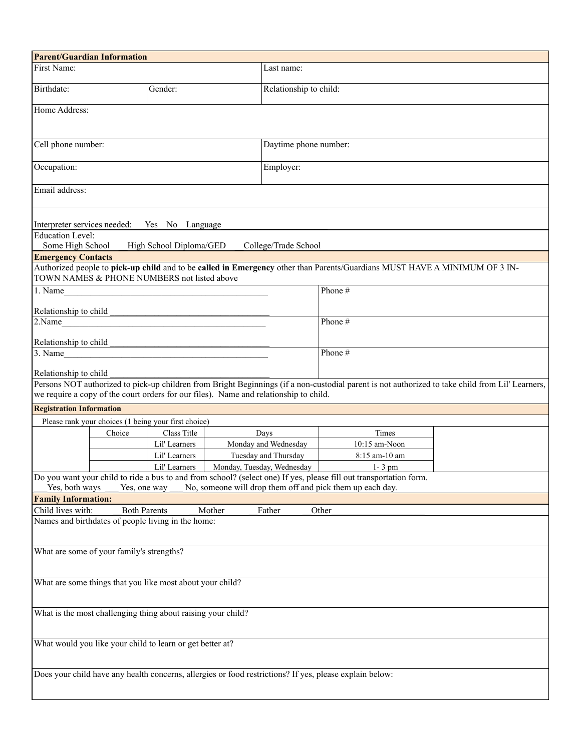## Parent/Guardian Information

| First Name: | | Last name: |
|---|---|---|
| Birthdate: | Gender: | Relationship to child: |

Home Address:

| Cell phone number: | Daytime phone number: |
|---|---|
| Occupation: | Employer: |

Email address:

Interpreter services needed: Yes No Language ________________________

Education Level:
__Some High School __High School Diploma/GED __College/Trade School

## Emergency Contacts

Authorized people to **pick-up child** and to be **called in Emergency** other than Parents/Guardians MUST HAVE A MINIMUM OF 3 IN-TOWN NAMES & PHONE NUMBERS not listed above

| | |
|---|---|
| 1. Name______________________________________________ <br> Relationship to child ____________________________________ | Phone # |
| 2.Name______________________________________________ <br> Relationship to child ____________________________________ | Phone # |
| 3. Name______________________________________________ <br> Relationship to child ____________________________________ | Phone # |

Persons NOT authorized to pick-up children from Bright Beginnings (if a non-custodial parent is not authorized to take child from Lil' Learners, we require a copy of the court orders for our files). Name and relationship to child.

## Registration Information

Please rank your choices (1 being your first choice)

| Choice | Class Title | Days | Times |
|---|---|---|---|
| | Lil' Learners | Monday and Wednesday | 10:15 am-Noon |
| | Lil' Learners | Tuesday and Thursday | 8:15 am-10 am |
| | Lil' Learners | Monday, Tuesday, Wednesday | 1- 3 pm |

Do you want your child to ride a bus to and from school? (select one) If yes, please fill out transportation form.
___Yes, both ways ___ Yes, one way ___ No, someone will drop them off and pick them up each day.

## Family Information:

Child lives with: __Both Parents __Mother __Father __Other______________________

Names and birthdates of people living in the home:

What are some of your family's strengths?

What are some things that you like most about your child?

What is the most challenging thing about raising your child?

What would you like your child to learn or get better at?

Does your child have any health concerns, allergies or food restrictions? If yes, please explain below: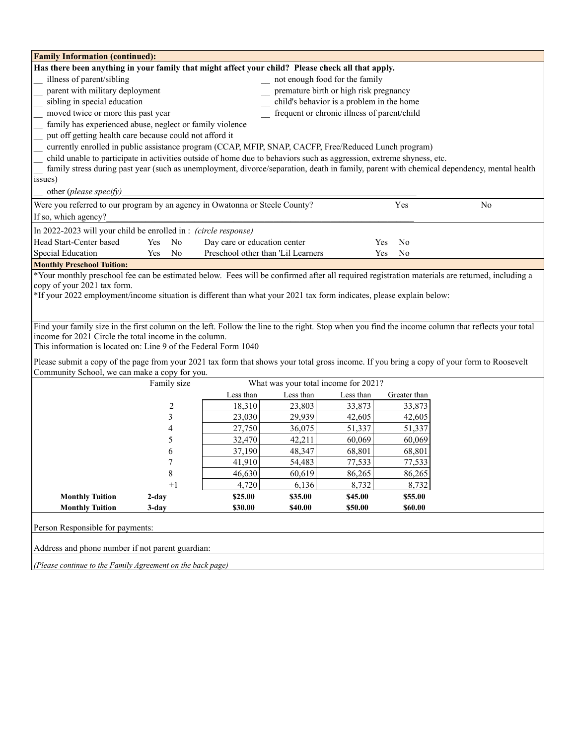## Family Information (continued):

**Has there been anything in your family that might affect your child? Please check all that apply.**

__ illness of parent/sibling
__ not enough food for the family
__ parent with military deployment
__ premature birth or high risk pregnancy
__ sibling in special education
__ child's behavior is a problem in the home
__ moved twice or more this past year
__ frequent or chronic illness of parent/child
__ family has experienced abuse, neglect or family violence
__ put off getting health care because could not afford it
__ currently enrolled in public assistance program (CCAP, MFIP, SNAP, CACFP, Free/Reduced Lunch program)
__ child unable to participate in activities outside of home due to behaviors such as aggression, extreme shyness, etc.
__ family stress during past year (such as unemployment, divorce/separation, death in family, parent with chemical dependency, mental health issues)
__ other (*please specify)*______________________________________________________________________

Were you referred to our program by an agency in Owatonna or Steele County? Yes No

If so, which agency?______________________________________________________________________

In 2022-2023 will your child be enrolled in : *(circle response)*

| | | | | | |
|---|---|---|---|---|---|
| Head Start-Center based | Yes | No | Day care or education center | Yes | No |
| Special Education | Yes | No | Preschool other than 'Lil Learners | Yes | No |

## Monthly Preschool Tuition:

*Your monthly preschool fee can be estimated below. Fees will be confirmed after all required registration materials are returned, including a copy of your 2021 tax form.

*If your 2022 employment/income situation is different than what your 2021 tax form indicates, please explain below:

Find your family size in the first column on the left. Follow the line to the right. Stop when you find the income column that reflects your total income for 2021 Circle the total income in the column.
This information is located on: Line 9 of the Federal Form 1040

Please submit a copy of the page from your 2021 tax form that shows your total gross income. If you bring a copy of your form to Roosevelt Community School, we can make a copy for you.

| | Family size | What was your total income for 2021? | | | |
|---|---|---|---|---|---|
| | | Less than | Less than | Less than | Greater than |
| | 2 | 18,310 | 23,803 | 33,873 | 33,873 |
| | 3 | 23,030 | 29,939 | 42,605 | 42,605 |
| | 4 | 27,750 | 36,075 | 51,337 | 51,337 |
| | 5 | 32,470 | 42,211 | 60,069 | 60,069 |
| | 6 | 37,190 | 48,347 | 68,801 | 68,801 |
| | 7 | 41,910 | 54,483 | 77,533 | 77,533 |
| | 8 | 46,630 | 60,619 | 86,265 | 86,265 |
| | +1 | 4,720 | 6,136 | 8,732 | 8,732 |
| **Monthly Tuition** | **2-day** | **$25.00** | **$35.00** | **$45.00** | **$55.00** |
| **Monthly Tuition** | **3-day** | **$30.00** | **$40.00** | **$50.00** | **$60.00** |

Person Responsible for payments:

Address and phone number if not parent guardian:

*(Please continue to the Family Agreement on the back page)*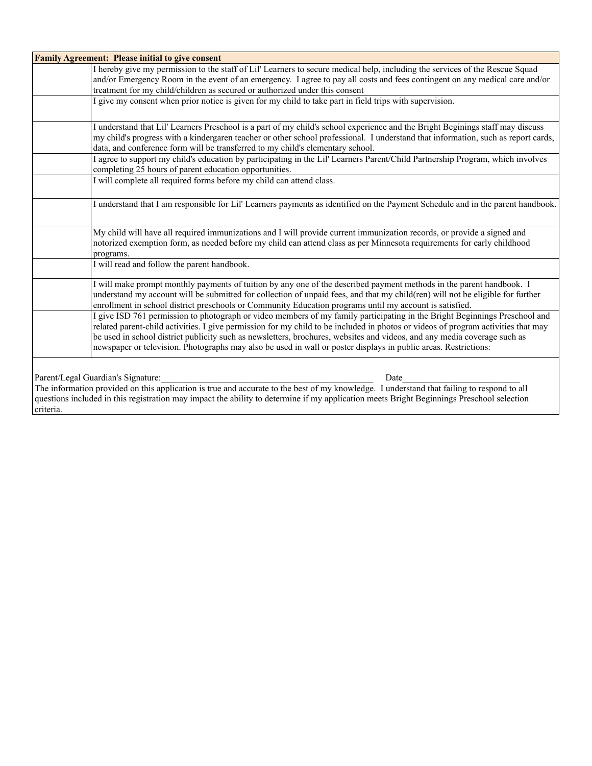| Family Agreement: Please initial to give consent | |
|---|---|
| | I hereby give my permission to the staff of Lil' Learners to secure medical help, including the services of the Rescue Squad and/or Emergency Room in the event of an emergency. I agree to pay all costs and fees contingent on any medical care and/or treatment for my child/children as secured or authorized under this consent |
| | I give my consent when prior notice is given for my child to take part in field trips with supervision. |
| | I understand that Lil' Learners Preschool is a part of my child's school experience and the Bright Beginings staff may discuss my child's progress with a kindergaren teacher or other school professional. I understand that information, such as report cards, data, and conference form will be transferred to my child's elementary school. |
| | I agree to support my child's education by participating in the Lil' Learners Parent/Child Partnership Program, which involves completing 25 hours of parent education opportunities. |
| | I will complete all required forms before my child can attend class. |
| | I understand that I am responsible for Lil' Learners payments as identified on the Payment Schedule and in the parent handbook. |
| | My child will have all required immunizations and I will provide current immunization records, or provide a signed and notorized exemption form, as needed before my child can attend class as per Minnesota requirements for early childhood programs. |
| | I will read and follow the parent handbook. |
| | I will make prompt monthly payments of tuition by any one of the described payment methods in the parent handbook. I understand my account will be submitted for collection of unpaid fees, and that my child(ren) will not be eligible for further enrollment in school district preschools or Community Education programs until my account is satisfied. |
| | I give ISD 761 permission to photograph or video members of my family participating in the Bright Beginnings Preschool and related parent-child activities. I give permission for my child to be included in photos or videos of program activities that may be used in school district publicity such as newsletters, brochures, websites and videos, and any media coverage such as newspaper or television. Photographs may also be used in wall or poster displays in public areas. Restrictions: |

Parent/Legal Guardian's Signature:_______________________________________________ Date__________________________

The information provided on this application is true and accurate to the best of my knowledge. I understand that failing to respond to all questions included in this registration may impact the ability to determine if my application meets Bright Beginnings Preschool selection criteria.